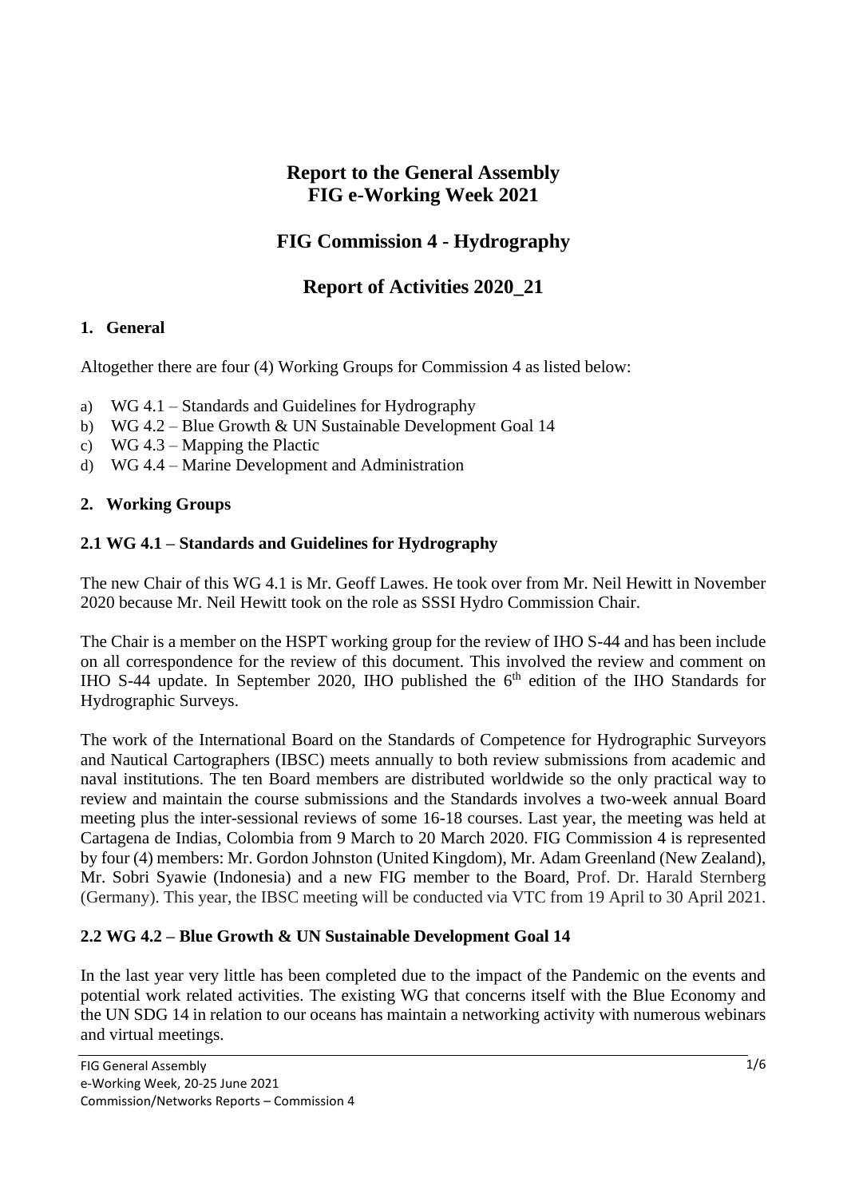# Report to the General Assembly
# FIG e-Working Week 2021

## FIG Commission 4 - Hydrography

## Report of Activities 2020_21

### 1. General

Altogether there are four (4) Working Groups for Commission 4 as listed below:

a) WG 4.1 – Standards and Guidelines for Hydrography
b) WG 4.2 – Blue Growth & UN Sustainable Development Goal 14
c) WG 4.3 – Mapping the Plactic
d) WG 4.4 – Marine Development and Administration

### 2. Working Groups

### 2.1 WG 4.1 – Standards and Guidelines for Hydrography

The new Chair of this WG 4.1 is Mr. Geoff Lawes. He took over from Mr. Neil Hewitt in November 2020 because Mr. Neil Hewitt took on the role as SSSI Hydro Commission Chair.

The Chair is a member on the HSPT working group for the review of IHO S-44 and has been include on all correspondence for the review of this document. This involved the review and comment on IHO S-44 update. In September 2020, IHO published the 6th edition of the IHO Standards for Hydrographic Surveys.

The work of the International Board on the Standards of Competence for Hydrographic Surveyors and Nautical Cartographers (IBSC) meets annually to both review submissions from academic and naval institutions. The ten Board members are distributed worldwide so the only practical way to review and maintain the course submissions and the Standards involves a two-week annual Board meeting plus the inter-sessional reviews of some 16-18 courses. Last year, the meeting was held at Cartagena de Indias, Colombia from 9 March to 20 March 2020. FIG Commission 4 is represented by four (4) members: Mr. Gordon Johnston (United Kingdom), Mr. Adam Greenland (New Zealand), Mr. Sobri Syawie (Indonesia) and a new FIG member to the Board, Prof. Dr. Harald Sternberg (Germany). This year, the IBSC meeting will be conducted via VTC from 19 April to 30 April 2021.

### 2.2 WG 4.2 – Blue Growth & UN Sustainable Development Goal 14

In the last year very little has been completed due to the impact of the Pandemic on the events and potential work related activities. The existing WG that concerns itself with the Blue Economy and the UN SDG 14 in relation to our oceans has maintain a networking activity with numerous webinars and virtual meetings.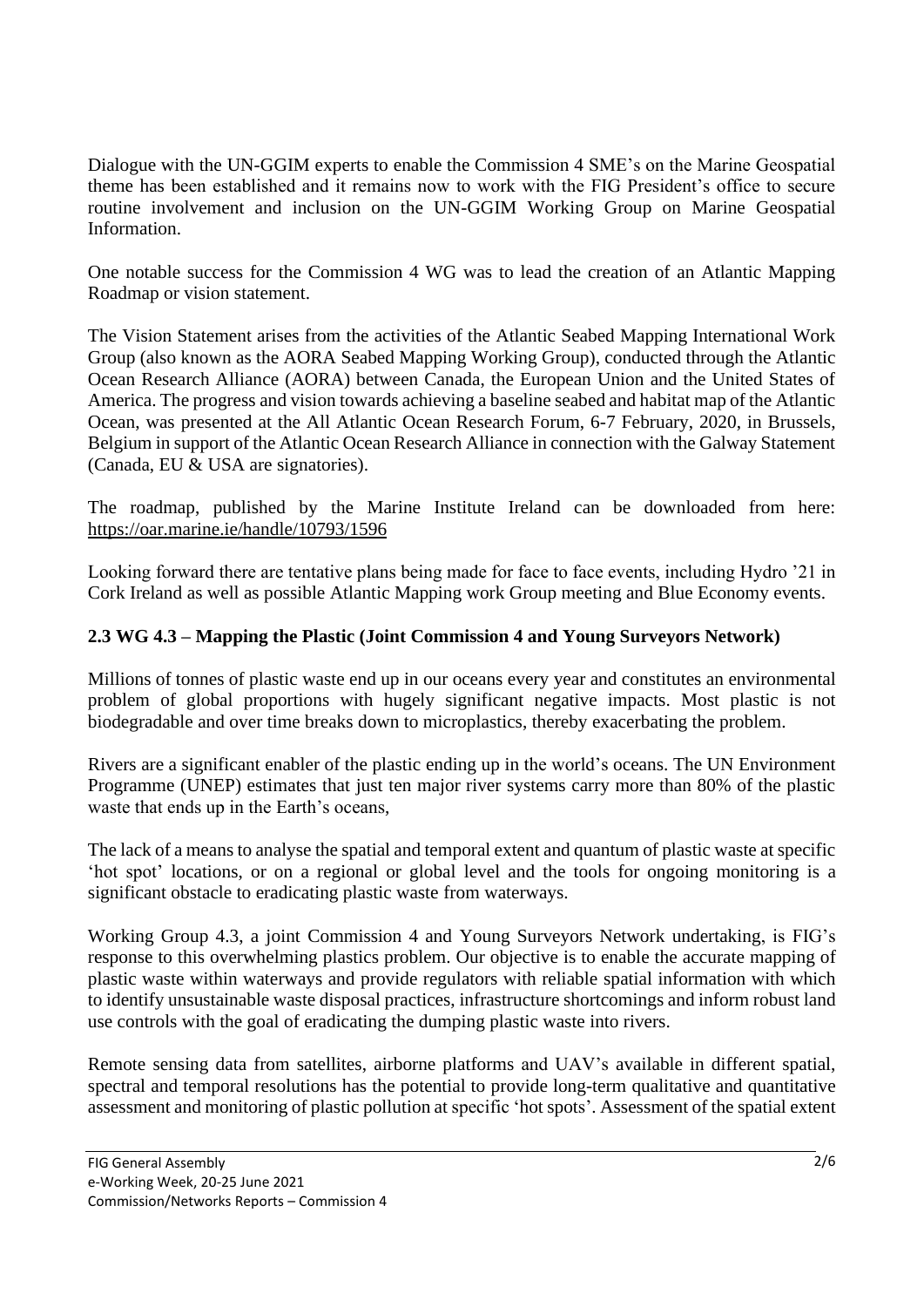Dialogue with the UN-GGIM experts to enable the Commission 4 SME's on the Marine Geospatial theme has been established and it remains now to work with the FIG President's office to secure routine involvement and inclusion on the UN-GGIM Working Group on Marine Geospatial Information.

One notable success for the Commission 4 WG was to lead the creation of an Atlantic Mapping Roadmap or vision statement.

The Vision Statement arises from the activities of the Atlantic Seabed Mapping International Work Group (also known as the AORA Seabed Mapping Working Group), conducted through the Atlantic Ocean Research Alliance (AORA) between Canada, the European Union and the United States of America. The progress and vision towards achieving a baseline seabed and habitat map of the Atlantic Ocean, was presented at the All Atlantic Ocean Research Forum, 6-7 February, 2020, in Brussels, Belgium in support of the Atlantic Ocean Research Alliance in connection with the Galway Statement (Canada, EU & USA are signatories).

The roadmap, published by the Marine Institute Ireland can be downloaded from here: https://oar.marine.ie/handle/10793/1596

Looking forward there are tentative plans being made for face to face events, including Hydro '21 in Cork Ireland as well as possible Atlantic Mapping work Group meeting and Blue Economy events.

### 2.3 WG 4.3 – Mapping the Plastic (Joint Commission 4 and Young Surveyors Network)

Millions of tonnes of plastic waste end up in our oceans every year and constitutes an environmental problem of global proportions with hugely significant negative impacts. Most plastic is not biodegradable and over time breaks down to microplastics, thereby exacerbating the problem.

Rivers are a significant enabler of the plastic ending up in the world's oceans. The UN Environment Programme (UNEP) estimates that just ten major river systems carry more than 80% of the plastic waste that ends up in the Earth's oceans,

The lack of a means to analyse the spatial and temporal extent and quantum of plastic waste at specific 'hot spot' locations, or on a regional or global level and the tools for ongoing monitoring is a significant obstacle to eradicating plastic waste from waterways.

Working Group 4.3, a joint Commission 4 and Young Surveyors Network undertaking, is FIG's response to this overwhelming plastics problem. Our objective is to enable the accurate mapping of plastic waste within waterways and provide regulators with reliable spatial information with which to identify unsustainable waste disposal practices, infrastructure shortcomings and inform robust land use controls with the goal of eradicating the dumping plastic waste into rivers.

Remote sensing data from satellites, airborne platforms and UAV's available in different spatial, spectral and temporal resolutions has the potential to provide long-term qualitative and quantitative assessment and monitoring of plastic pollution at specific 'hot spots'. Assessment of the spatial extent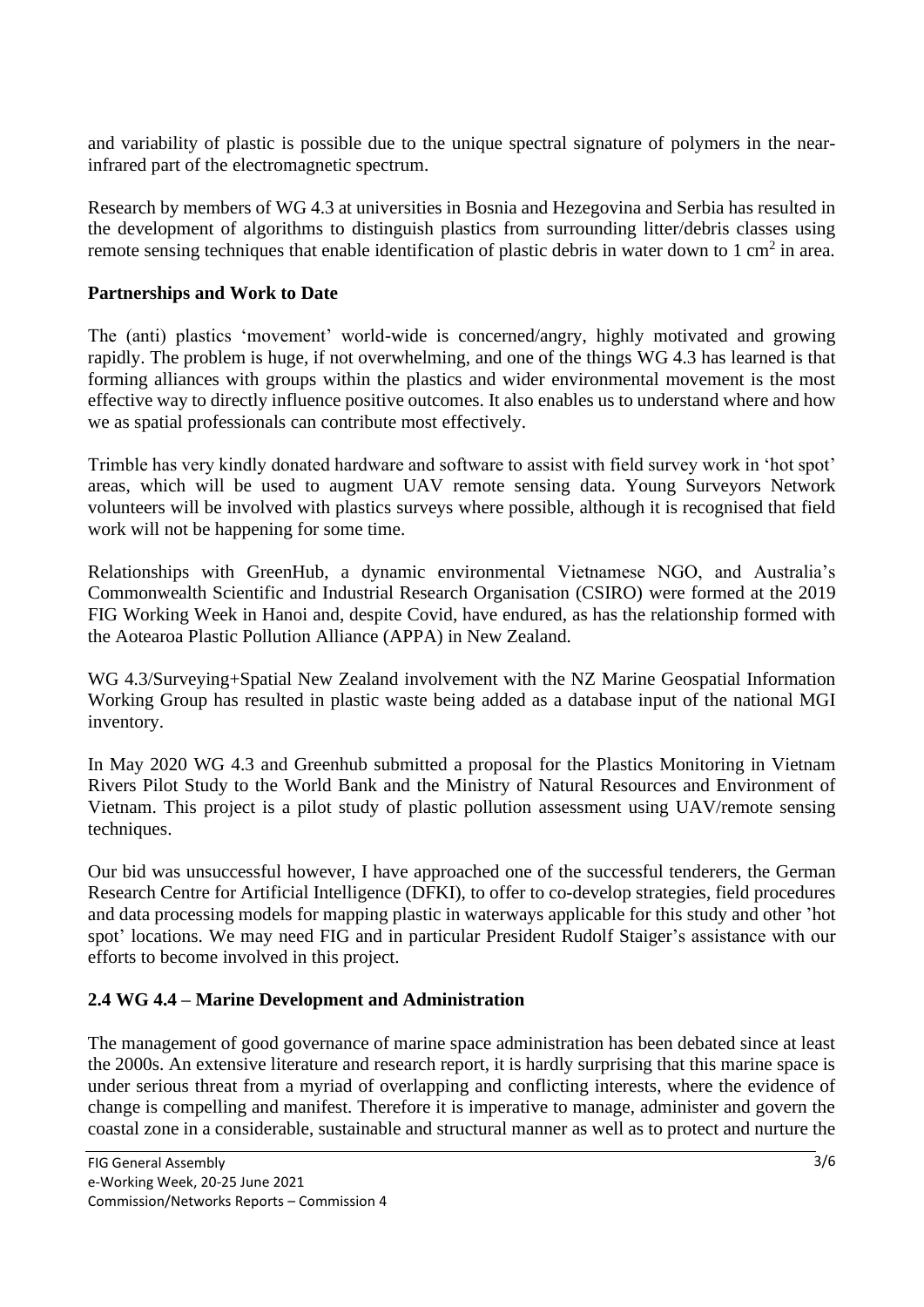and variability of plastic is possible due to the unique spectral signature of polymers in the near-infrared part of the electromagnetic spectrum.

Research by members of WG 4.3 at universities in Bosnia and Hezegovina and Serbia has resulted in the development of algorithms to distinguish plastics from surrounding litter/debris classes using remote sensing techniques that enable identification of plastic debris in water down to 1 $cm^2$ in area.

**Partnerships and Work to Date**

The (anti) plastics 'movement' world-wide is concerned/angry, highly motivated and growing rapidly. The problem is huge, if not overwhelming, and one of the things WG 4.3 has learned is that forming alliances with groups within the plastics and wider environmental movement is the most effective way to directly influence positive outcomes. It also enables us to understand where and how we as spatial professionals can contribute most effectively.

Trimble has very kindly donated hardware and software to assist with field survey work in 'hot spot' areas, which will be used to augment UAV remote sensing data. Young Surveyors Network volunteers will be involved with plastics surveys where possible, although it is recognised that field work will not be happening for some time.

Relationships with GreenHub, a dynamic environmental Vietnamese NGO, and Australia's Commonwealth Scientific and Industrial Research Organisation (CSIRO) were formed at the 2019 FIG Working Week in Hanoi and, despite Covid, have endured, as has the relationship formed with the Aotearoa Plastic Pollution Alliance (APPA) in New Zealand.

WG 4.3/Surveying+Spatial New Zealand involvement with the NZ Marine Geospatial Information Working Group has resulted in plastic waste being added as a database input of the national MGI inventory.

In May 2020 WG 4.3 and Greenhub submitted a proposal for the Plastics Monitoring in Vietnam Rivers Pilot Study to the World Bank and the Ministry of Natural Resources and Environment of Vietnam. This project is a pilot study of plastic pollution assessment using UAV/remote sensing techniques.

Our bid was unsuccessful however, I have approached one of the successful tenderers, the German Research Centre for Artificial Intelligence (DFKI), to offer to co-develop strategies, field procedures and data processing models for mapping plastic in waterways applicable for this study and other 'hot spot' locations. We may need FIG and in particular President Rudolf Staiger's assistance with our efforts to become involved in this project.

## 2.4 WG 4.4 – Marine Development and Administration

The management of good governance of marine space administration has been debated since at least the 2000s. An extensive literature and research report, it is hardly surprising that this marine space is under serious threat from a myriad of overlapping and conflicting interests, where the evidence of change is compelling and manifest. Therefore it is imperative to manage, administer and govern the coastal zone in a considerable, sustainable and structural manner as well as to protect and nurture the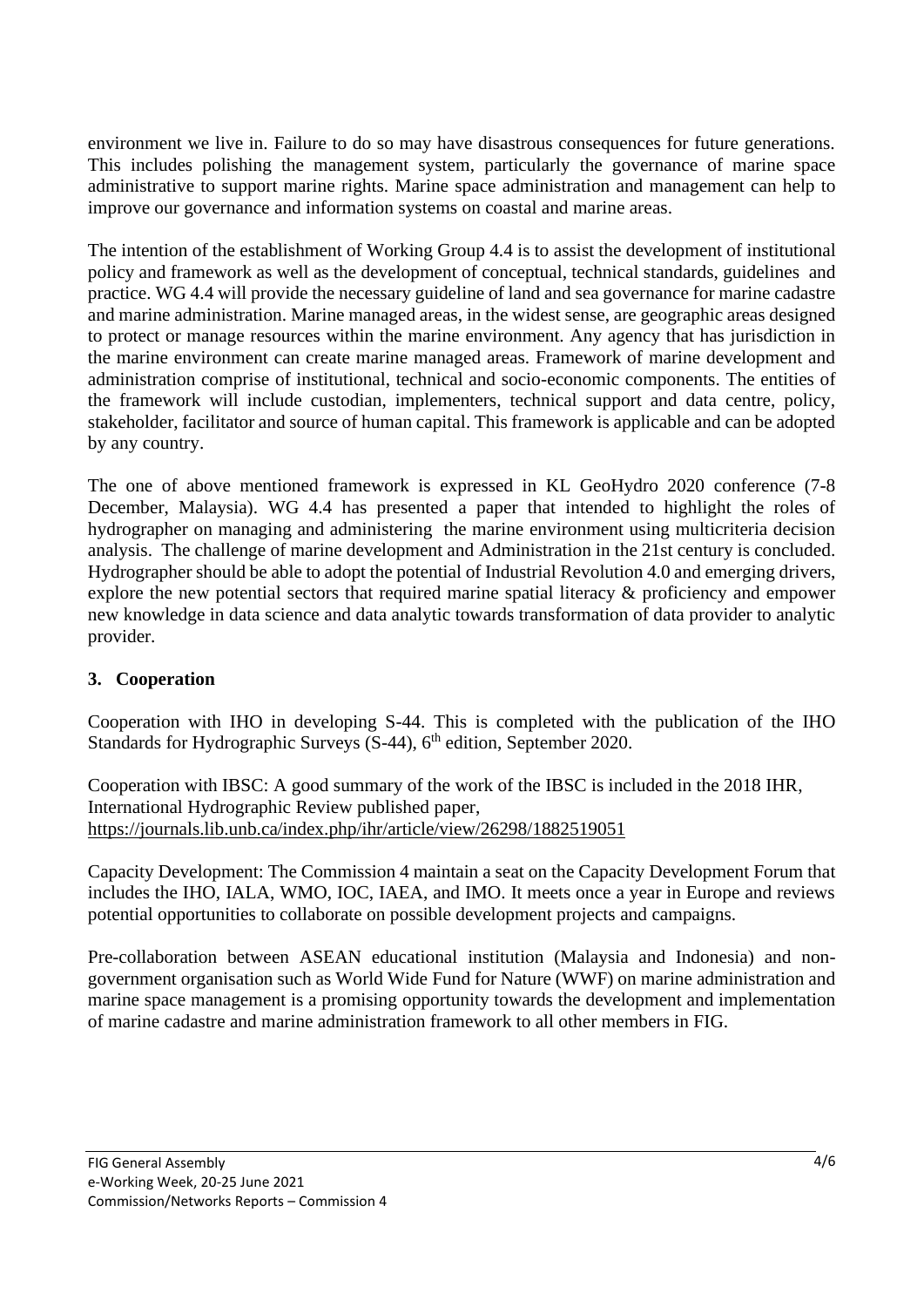environment we live in. Failure to do so may have disastrous consequences for future generations. This includes polishing the management system, particularly the governance of marine space administrative to support marine rights. Marine space administration and management can help to improve our governance and information systems on coastal and marine areas.

The intention of the establishment of Working Group 4.4 is to assist the development of institutional policy and framework as well as the development of conceptual, technical standards, guidelines and practice. WG 4.4 will provide the necessary guideline of land and sea governance for marine cadastre and marine administration. Marine managed areas, in the widest sense, are geographic areas designed to protect or manage resources within the marine environment. Any agency that has jurisdiction in the marine environment can create marine managed areas. Framework of marine development and administration comprise of institutional, technical and socio-economic components. The entities of the framework will include custodian, implementers, technical support and data centre, policy, stakeholder, facilitator and source of human capital. This framework is applicable and can be adopted by any country.

The one of above mentioned framework is expressed in KL GeoHydro 2020 conference (7-8 December, Malaysia). WG 4.4 has presented a paper that intended to highlight the roles of hydrographer on managing and administering the marine environment using multicriteria decision analysis. The challenge of marine development and Administration in the 21st century is concluded. Hydrographer should be able to adopt the potential of Industrial Revolution 4.0 and emerging drivers, explore the new potential sectors that required marine spatial literacy & proficiency and empower new knowledge in data science and data analytic towards transformation of data provider to analytic provider.

## 3. Cooperation

Cooperation with IHO in developing S-44. This is completed with the publication of the IHO Standards for Hydrographic Surveys (S-44), 6th edition, September 2020.

Cooperation with IBSC: A good summary of the work of the IBSC is included in the 2018 IHR, International Hydrographic Review published paper, https://journals.lib.unb.ca/index.php/ihr/article/view/26298/1882519051

Capacity Development: The Commission 4 maintain a seat on the Capacity Development Forum that includes the IHO, IALA, WMO, IOC, IAEA, and IMO. It meets once a year in Europe and reviews potential opportunities to collaborate on possible development projects and campaigns.

Pre-collaboration between ASEAN educational institution (Malaysia and Indonesia) and non-government organisation such as World Wide Fund for Nature (WWF) on marine administration and marine space management is a promising opportunity towards the development and implementation of marine cadastre and marine administration framework to all other members in FIG.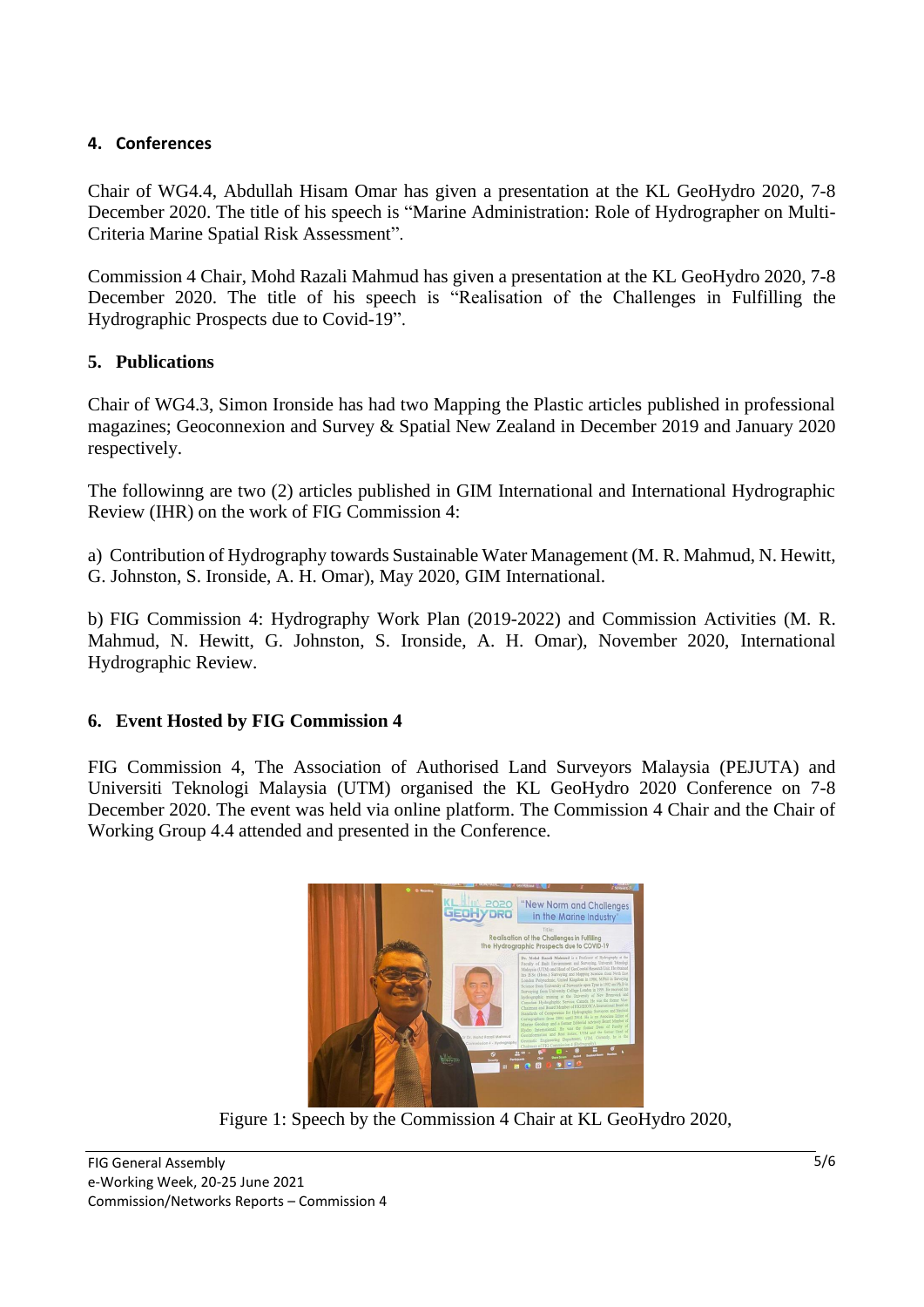## 4. Conferences

Chair of WG4.4, Abdullah Hisam Omar has given a presentation at the KL GeoHydro 2020, 7-8 December 2020. The title of his speech is "Marine Administration: Role of Hydrographer on Multi-Criteria Marine Spatial Risk Assessment".

Commission 4 Chair, Mohd Razali Mahmud has given a presentation at the KL GeoHydro 2020, 7-8 December 2020. The title of his speech is "Realisation of the Challenges in Fulfilling the Hydrographic Prospects due to Covid-19".

## 5. Publications

Chair of WG4.3, Simon Ironside has had two Mapping the Plastic articles published in professional magazines; Geoconnexion and Survey & Spatial New Zealand in December 2019 and January 2020 respectively.

The followinng are two (2) articles published in GIM International and International Hydrographic Review (IHR) on the work of FIG Commission 4:

a) Contribution of Hydrography towards Sustainable Water Management (M. R. Mahmud, N. Hewitt, G. Johnston, S. Ironside, A. H. Omar), May 2020, GIM International.

b) FIG Commission 4: Hydrography Work Plan (2019-2022) and Commission Activities (M. R. Mahmud, N. Hewitt, G. Johnston, S. Ironside, A. H. Omar), November 2020, International Hydrographic Review.

## 6. Event Hosted by FIG Commission 4

FIG Commission 4, The Association of Authorised Land Surveyors Malaysia (PEJUTA) and Universiti Teknologi Malaysia (UTM) organised the KL GeoHydro 2020 Conference on 7-8 December 2020. The event was held via online platform. The Commission 4 Chair and the Chair of Working Group 4.4 attended and presented in the Conference.

Figure 1: Speech by the Commission 4 Chair at KL GeoHydro 2020,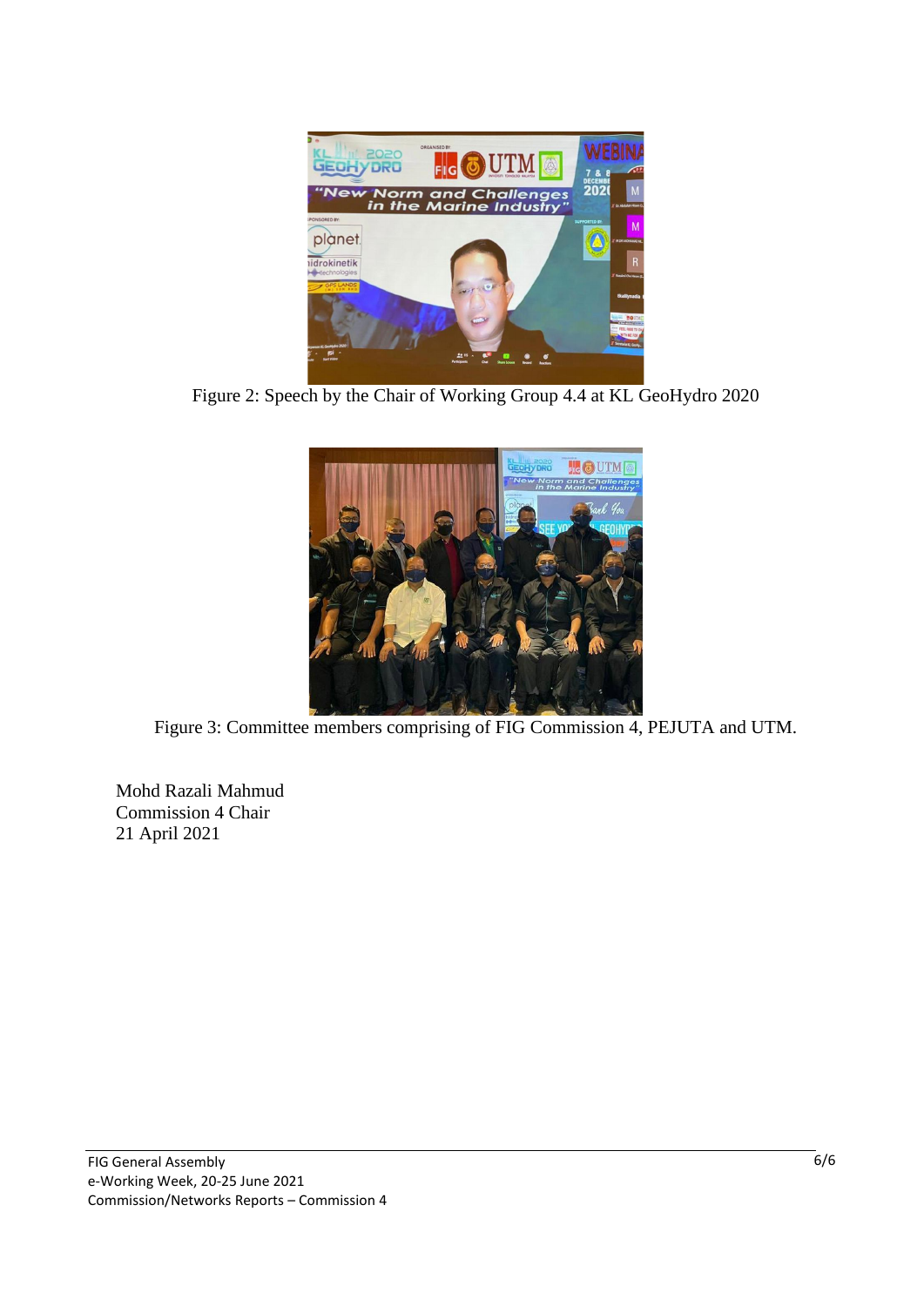Figure 2: Speech by the Chair of Working Group 4.4 at KL GeoHydro 2020

Figure 3: Committee members comprising of FIG Commission 4, PEJUTA and UTM.

Mohd Razali Mahmud
Commission 4 Chair
21 April 2021